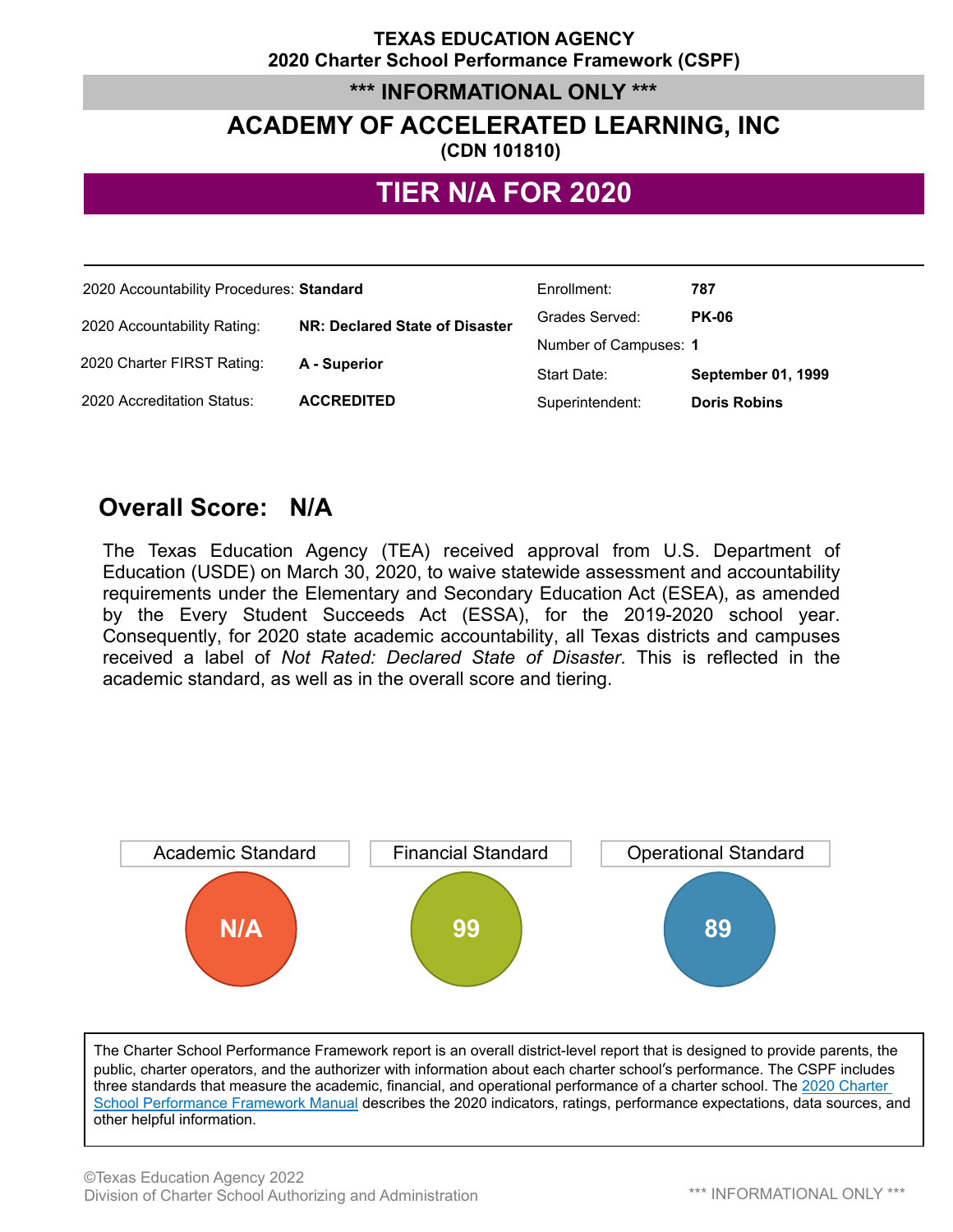**TEXAS EDUCATION AGENCY**
**2020 Charter School Performance Framework (CSPF)**

**\*\*\* INFORMATIONAL ONLY \*\*\***

# ACADEMY OF ACCELERATED LEARNING, INC

**(CDN 101810)**

## TIER N/A FOR 2020

| | | | |
|---|---|---|---|
| 2020 Accountability Procedures: | **Standard** | Enrollment: | **787** |
| 2020 Accountability Rating: | **NR: Declared State of Disaster** | Grades Served: | **PK-06** |
| | | Number of Campuses: | **1** |
| 2020 Charter FIRST Rating: | **A - Superior** | Start Date: | **September 01, 1999** |
| 2020 Accreditation Status: | **ACCREDITED** | Superintendent: | **Doris Robins** |

## Overall Score: N/A

The Texas Education Agency (TEA) received approval from U.S. Department of Education (USDE) on March 30, 2020, to waive statewide assessment and accountability requirements under the Elementary and Secondary Education Act (ESEA), as amended by the Every Student Succeeds Act (ESSA), for the 2019-2020 school year. Consequently, for 2020 state academic accountability, all Texas districts and campuses received a label of *Not Rated: Declared State of Disaster*. This is reflected in the academic standard, as well as in the overall score and tiering.

| Academic Standard | Financial Standard | Operational Standard |
|---|---|---|
| N/A | 99 | 89 |

The Charter School Performance Framework report is an overall district-level report that is designed to provide parents, the public, charter operators, and the authorizer with information about each charter school's performance. The CSPF includes three standards that measure the academic, financial, and operational performance of a charter school. The 2020 Charter School Performance Framework Manual describes the 2020 indicators, ratings, performance expectations, data sources, and other helpful information.

©Texas Education Agency 2022
Division of Charter School Authorizing and Administration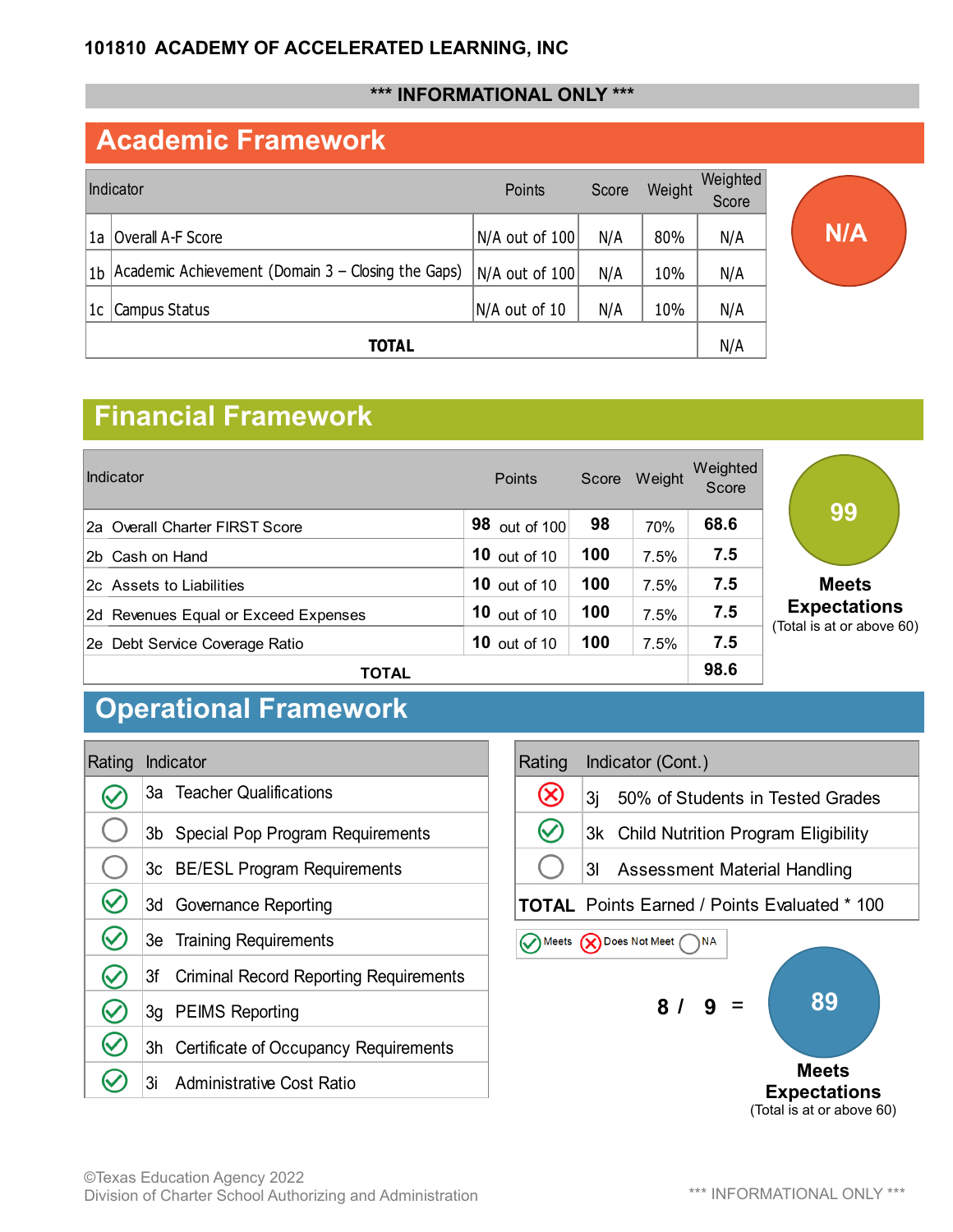**101810 ACADEMY OF ACCELERATED LEARNING, INC**

*** INFORMATIONAL ONLY ***

## Academic Framework

| Indicator | | Points | Score | Weight | Weighted Score |
|---|---|---|---|---|---|
| 1a | Overall A-F Score | N/A out of 100 | N/A | 80% | N/A |
| 1b | Academic Achievement (Domain 3 – Closing the Gaps) | N/A out of 100 | N/A | 10% | N/A |
| 1c | Campus Status | N/A out of 10 | N/A | 10% | N/A |
| | **TOTAL** | | | | N/A |

N/A

## Financial Framework

| Indicator | | Points | Score | Weight | Weighted Score |
|---|---|---|---|---|---|
| 2a | Overall Charter FIRST Score | **98** out of 100 | **98** | 70% | **68.6** |
| 2b | Cash on Hand | **10** out of 10 | **100** | 7.5% | **7.5** |
| 2c | Assets to Liabilities | **10** out of 10 | **100** | 7.5% | **7.5** |
| 2d | Revenues Equal or Exceed Expenses | **10** out of 10 | **100** | 7.5% | **7.5** |
| 2e | Debt Service Coverage Ratio | **10** out of 10 | **100** | 7.5% | **7.5** |
| | **TOTAL** | | | | **98.6** |

**99**

**Meets Expectations**
(Total is at or above 60)

## Operational Framework

| Rating | Indicator | |
|---|---|---|
| Meets | 3a | Teacher Qualifications |
| N/A | 3b | Special Pop Program Requirements |
| N/A | 3c | BE/ESL Program Requirements |
| Meets | 3d | Governance Reporting |
| Meets | 3e | Training Requirements |
| Meets | 3f | Criminal Record Reporting Requirements |
| Meets | 3g | PEIMS Reporting |
| Meets | 3h | Certificate of Occupancy Requirements |
| Meets | 3i | Administrative Cost Ratio |

| Rating | Indicator (Cont.) | |
|---|---|---|
| Does Not Meet | 3j | 50% of Students in Tested Grades |
| Meets | 3k | Child Nutrition Program Eligibility |
| N/A | 3l | Assessment Material Handling |
| **TOTAL** | Points Earned / Points Evaluated * 100 | |

Meets | Does Not Meet | NA

**8 / 9 =** **89**

**Meets Expectations**
(Total is at or above 60)

©Texas Education Agency 2022
Division of Charter School Authorizing and Administration

*** INFORMATIONAL ONLY ***